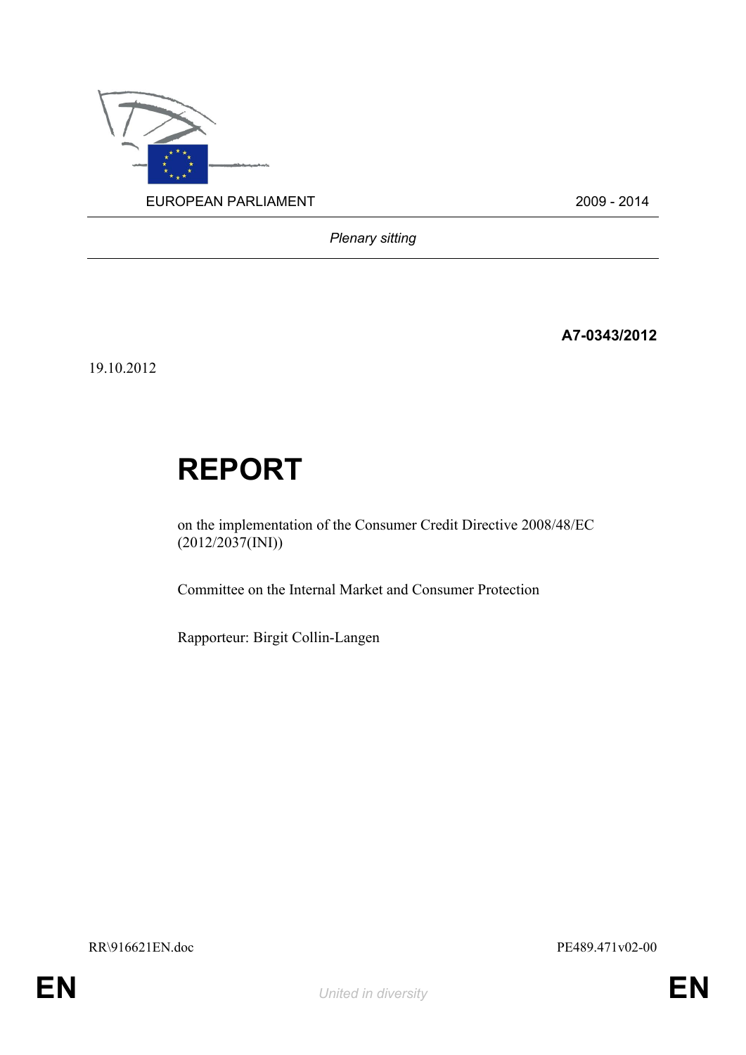EUROPEAN PARLIAMENT 2009 - 2014

*Plenary sitting*

**A7-0343/2012**

19.10.2012

# REPORT

on the implementation of the Consumer Credit Directive 2008/48/EC (2012/2037(INI))

Committee on the Internal Market and Consumer Protection

Rapporteur: Birgit Collin-Langen

RR\916621EN.doc PE489.471v02-00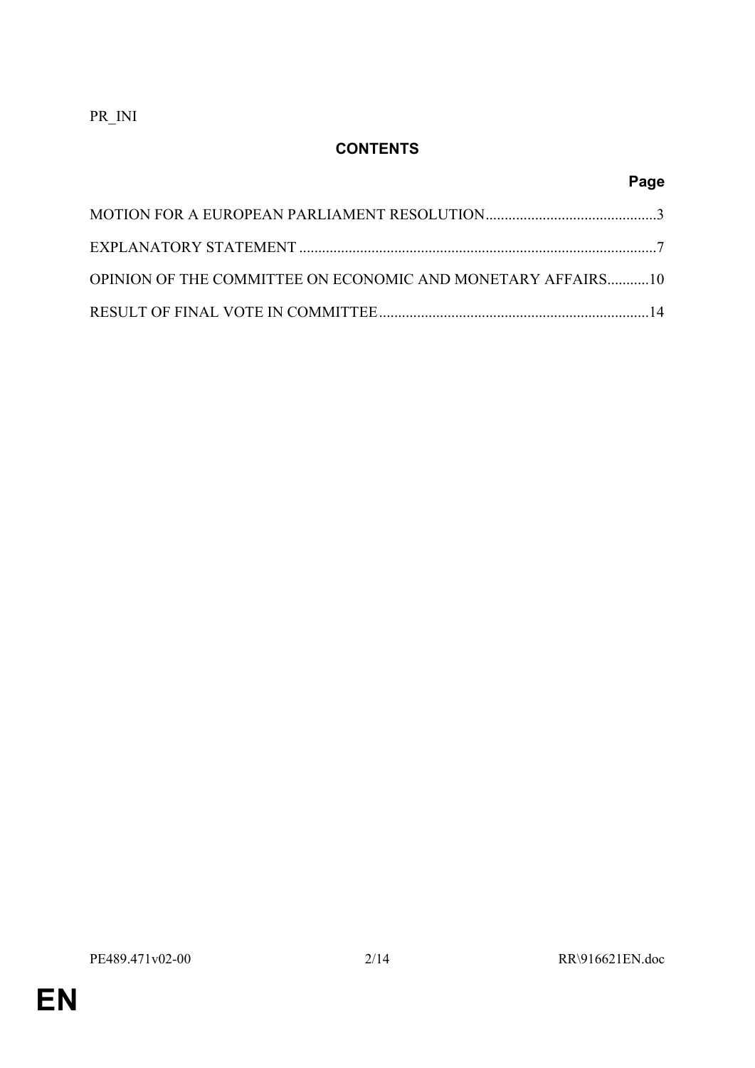PR_INI

## CONTENTS

| | Page |
|---|---|
| MOTION FOR A EUROPEAN PARLIAMENT RESOLUTION | 3 |
| EXPLANATORY STATEMENT | 7 |
| OPINION OF THE COMMITTEE ON ECONOMIC AND MONETARY AFFAIRS | 10 |
| RESULT OF FINAL VOTE IN COMMITTEE | 14 |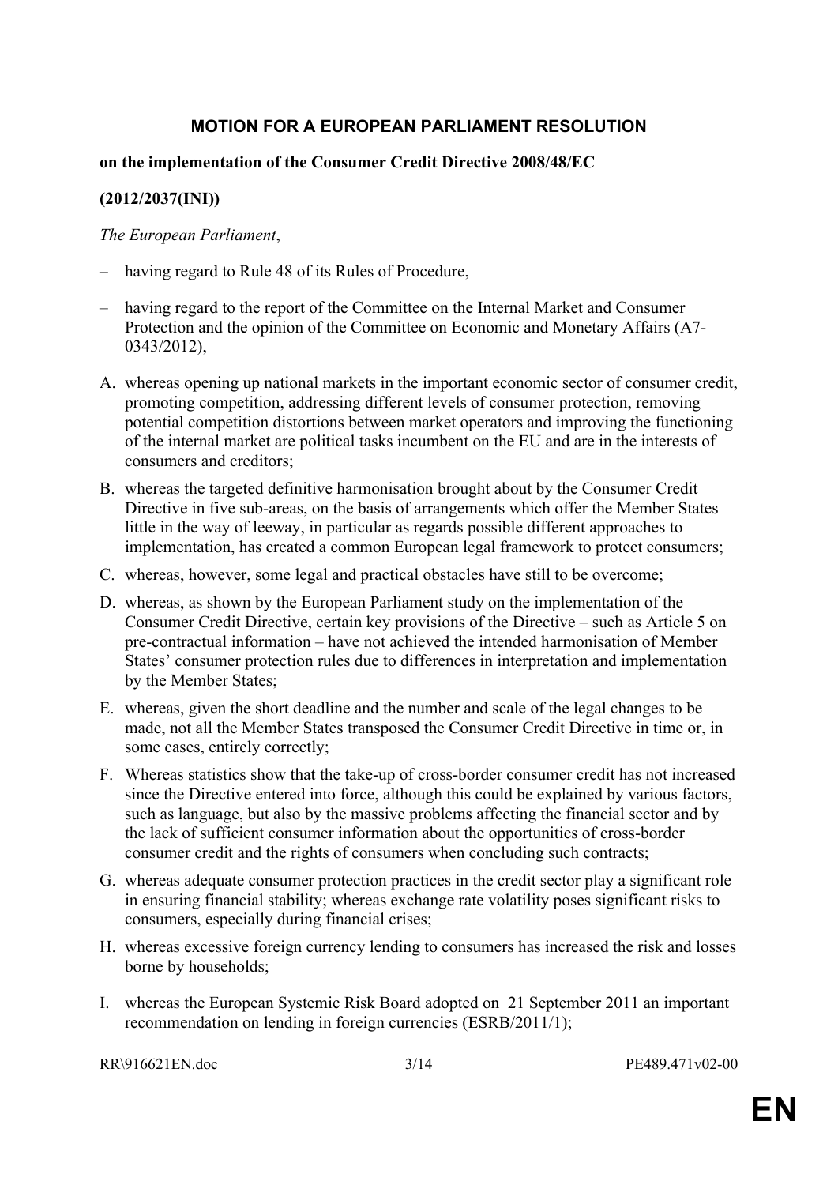# MOTION FOR A EUROPEAN PARLIAMENT RESOLUTION

**on the implementation of the Consumer Credit Directive 2008/48/EC**

**(2012/2037(INI))**

*The European Parliament*,

– having regard to Rule 48 of its Rules of Procedure,

– having regard to the report of the Committee on the Internal Market and Consumer Protection and the opinion of the Committee on Economic and Monetary Affairs (A7-0343/2012),

A. whereas opening up national markets in the important economic sector of consumer credit, promoting competition, addressing different levels of consumer protection, removing potential competition distortions between market operators and improving the functioning of the internal market are political tasks incumbent on the EU and are in the interests of consumers and creditors;

B. whereas the targeted definitive harmonisation brought about by the Consumer Credit Directive in five sub-areas, on the basis of arrangements which offer the Member States little in the way of leeway, in particular as regards possible different approaches to implementation, has created a common European legal framework to protect consumers;

C. whereas, however, some legal and practical obstacles have still to be overcome;

D. whereas, as shown by the European Parliament study on the implementation of the Consumer Credit Directive, certain key provisions of the Directive – such as Article 5 on pre-contractual information – have not achieved the intended harmonisation of Member States' consumer protection rules due to differences in interpretation and implementation by the Member States;

E. whereas, given the short deadline and the number and scale of the legal changes to be made, not all the Member States transposed the Consumer Credit Directive in time or, in some cases, entirely correctly;

F. Whereas statistics show that the take-up of cross-border consumer credit has not increased since the Directive entered into force, although this could be explained by various factors, such as language, but also by the massive problems affecting the financial sector and by the lack of sufficient consumer information about the opportunities of cross-border consumer credit and the rights of consumers when concluding such contracts;

G. whereas adequate consumer protection practices in the credit sector play a significant role in ensuring financial stability; whereas exchange rate volatility poses significant risks to consumers, especially during financial crises;

H. whereas excessive foreign currency lending to consumers has increased the risk and losses borne by households;

I. whereas the European Systemic Risk Board adopted on 21 September 2011 an important recommendation on lending in foreign currencies (ESRB/2011/1);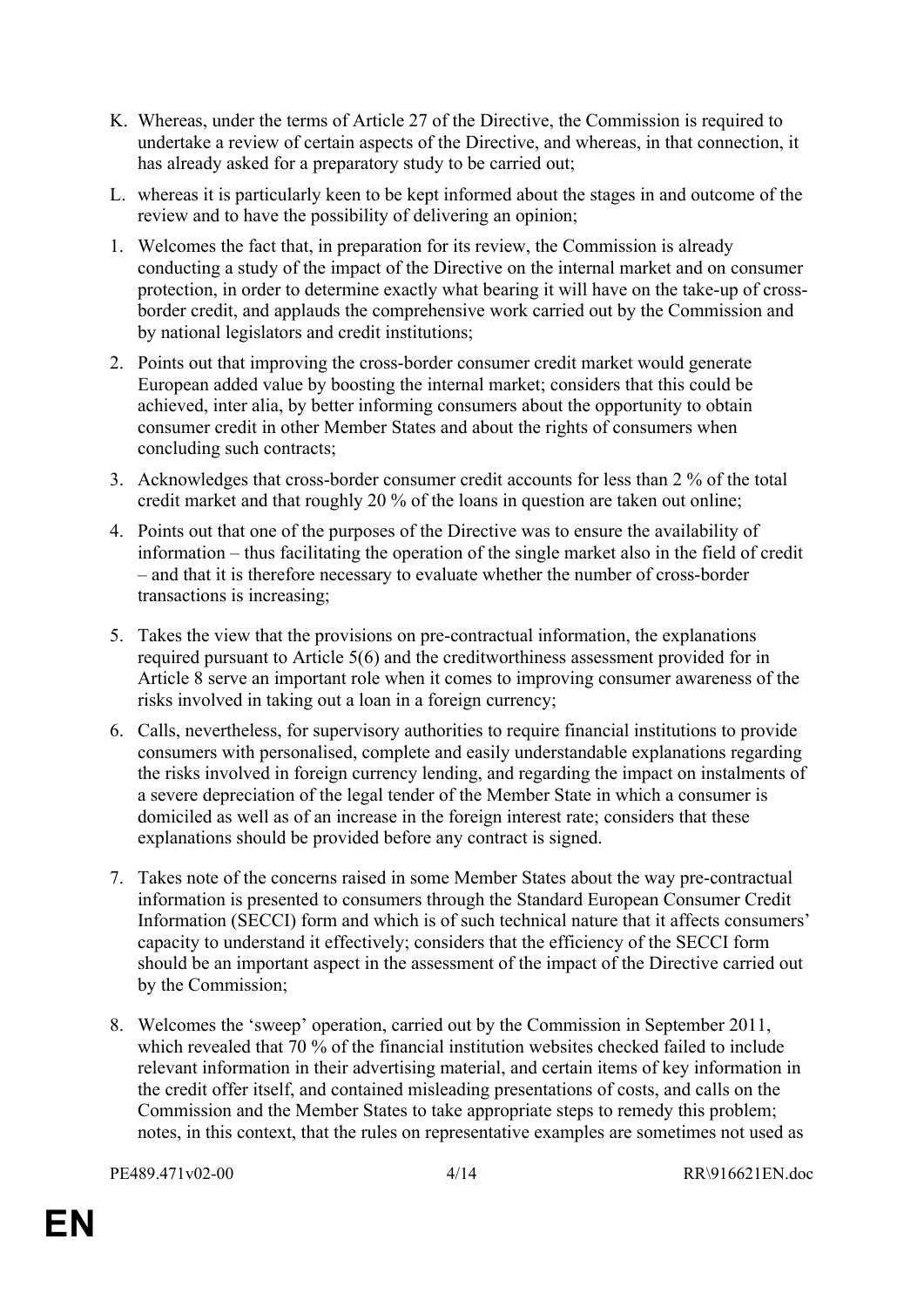K. Whereas, under the terms of Article 27 of the Directive, the Commission is required to undertake a review of certain aspects of the Directive, and whereas, in that connection, it has already asked for a preparatory study to be carried out;

L. whereas it is particularly keen to be kept informed about the stages in and outcome of the review and to have the possibility of delivering an opinion;

1. Welcomes the fact that, in preparation for its review, the Commission is already conducting a study of the impact of the Directive on the internal market and on consumer protection, in order to determine exactly what bearing it will have on the take-up of cross-border credit, and applauds the comprehensive work carried out by the Commission and by national legislators and credit institutions;

2. Points out that improving the cross-border consumer credit market would generate European added value by boosting the internal market; considers that this could be achieved, inter alia, by better informing consumers about the opportunity to obtain consumer credit in other Member States and about the rights of consumers when concluding such contracts;

3. Acknowledges that cross-border consumer credit accounts for less than 2 % of the total credit market and that roughly 20 % of the loans in question are taken out online;

4. Points out that one of the purposes of the Directive was to ensure the availability of information – thus facilitating the operation of the single market also in the field of credit – and that it is therefore necessary to evaluate whether the number of cross-border transactions is increasing;

5. Takes the view that the provisions on pre-contractual information, the explanations required pursuant to Article 5(6) and the creditworthiness assessment provided for in Article 8 serve an important role when it comes to improving consumer awareness of the risks involved in taking out a loan in a foreign currency;

6. Calls, nevertheless, for supervisory authorities to require financial institutions to provide consumers with personalised, complete and easily understandable explanations regarding the risks involved in foreign currency lending, and regarding the impact on instalments of a severe depreciation of the legal tender of the Member State in which a consumer is domiciled as well as of an increase in the foreign interest rate; considers that these explanations should be provided before any contract is signed.

7. Takes note of the concerns raised in some Member States about the way pre-contractual information is presented to consumers through the Standard European Consumer Credit Information (SECCI) form and which is of such technical nature that it affects consumers' capacity to understand it effectively; considers that the efficiency of the SECCI form should be an important aspect in the assessment of the impact of the Directive carried out by the Commission;

8. Welcomes the 'sweep' operation, carried out by the Commission in September 2011, which revealed that 70 % of the financial institution websites checked failed to include relevant information in their advertising material, and certain items of key information in the credit offer itself, and contained misleading presentations of costs, and calls on the Commission and the Member States to take appropriate steps to remedy this problem; notes, in this context, that the rules on representative examples are sometimes not used as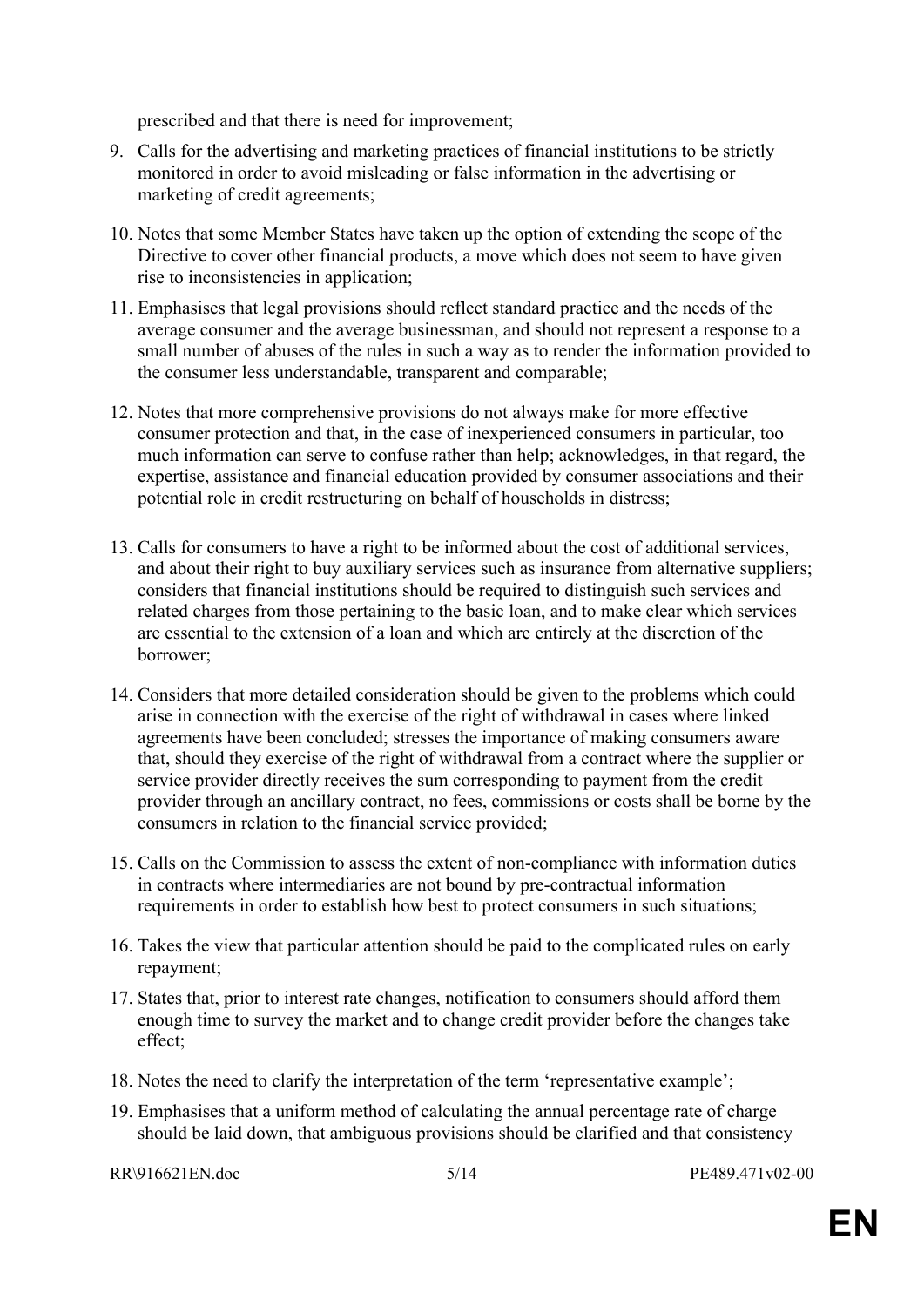prescribed and that there is need for improvement;

9. Calls for the advertising and marketing practices of financial institutions to be strictly monitored in order to avoid misleading or false information in the advertising or marketing of credit agreements;

10. Notes that some Member States have taken up the option of extending the scope of the Directive to cover other financial products, a move which does not seem to have given rise to inconsistencies in application;

11. Emphasises that legal provisions should reflect standard practice and the needs of the average consumer and the average businessman, and should not represent a response to a small number of abuses of the rules in such a way as to render the information provided to the consumer less understandable, transparent and comparable;

12. Notes that more comprehensive provisions do not always make for more effective consumer protection and that, in the case of inexperienced consumers in particular, too much information can serve to confuse rather than help; acknowledges, in that regard, the expertise, assistance and financial education provided by consumer associations and their potential role in credit restructuring on behalf of households in distress;

13. Calls for consumers to have a right to be informed about the cost of additional services, and about their right to buy auxiliary services such as insurance from alternative suppliers; considers that financial institutions should be required to distinguish such services and related charges from those pertaining to the basic loan, and to make clear which services are essential to the extension of a loan and which are entirely at the discretion of the borrower;

14. Considers that more detailed consideration should be given to the problems which could arise in connection with the exercise of the right of withdrawal in cases where linked agreements have been concluded; stresses the importance of making consumers aware that, should they exercise of the right of withdrawal from a contract where the supplier or service provider directly receives the sum corresponding to payment from the credit provider through an ancillary contract, no fees, commissions or costs shall be borne by the consumers in relation to the financial service provided;

15. Calls on the Commission to assess the extent of non-compliance with information duties in contracts where intermediaries are not bound by pre-contractual information requirements in order to establish how best to protect consumers in such situations;

16. Takes the view that particular attention should be paid to the complicated rules on early repayment;

17. States that, prior to interest rate changes, notification to consumers should afford them enough time to survey the market and to change credit provider before the changes take effect;

18. Notes the need to clarify the interpretation of the term 'representative example';

19. Emphasises that a uniform method of calculating the annual percentage rate of charge should be laid down, that ambiguous provisions should be clarified and that consistency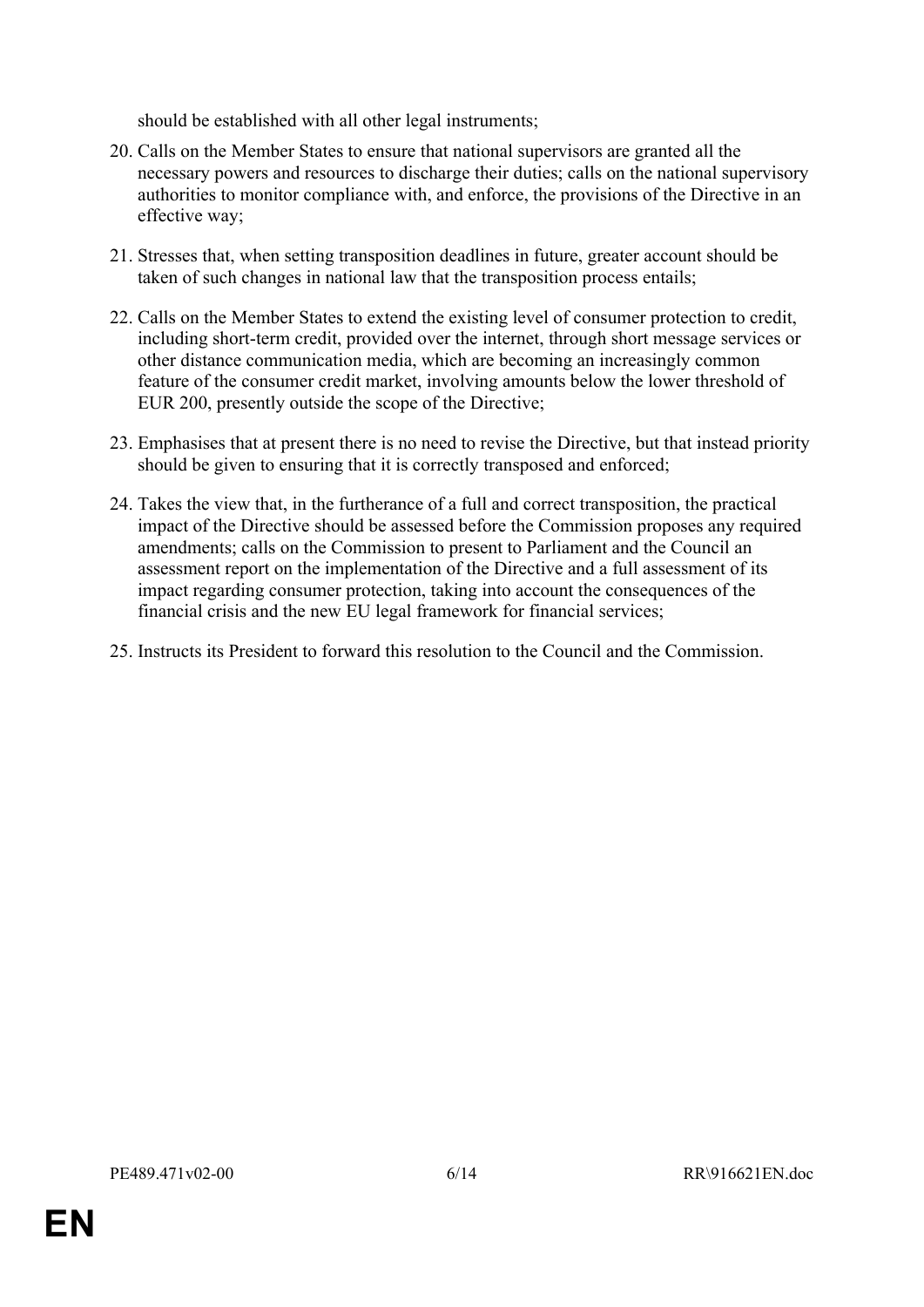should be established with all other legal instruments;

20. Calls on the Member States to ensure that national supervisors are granted all the necessary powers and resources to discharge their duties; calls on the national supervisory authorities to monitor compliance with, and enforce, the provisions of the Directive in an effective way;

21. Stresses that, when setting transposition deadlines in future, greater account should be taken of such changes in national law that the transposition process entails;

22. Calls on the Member States to extend the existing level of consumer protection to credit, including short-term credit, provided over the internet, through short message services or other distance communication media, which are becoming an increasingly common feature of the consumer credit market, involving amounts below the lower threshold of EUR 200, presently outside the scope of the Directive;

23. Emphasises that at present there is no need to revise the Directive, but that instead priority should be given to ensuring that it is correctly transposed and enforced;

24. Takes the view that, in the furtherance of a full and correct transposition, the practical impact of the Directive should be assessed before the Commission proposes any required amendments; calls on the Commission to present to Parliament and the Council an assessment report on the implementation of the Directive and a full assessment of its impact regarding consumer protection, taking into account the consequences of the financial crisis and the new EU legal framework for financial services;

25. Instructs its President to forward this resolution to the Council and the Commission.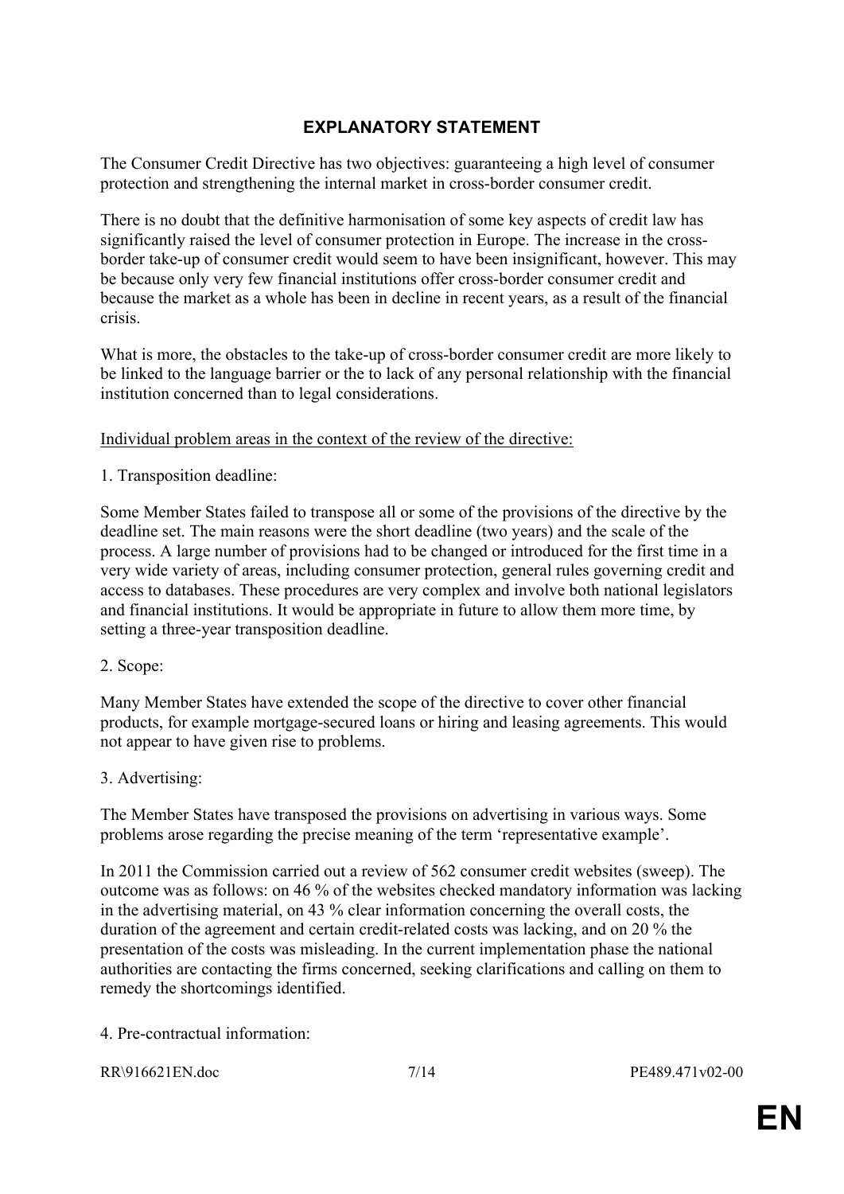## EXPLANATORY STATEMENT

The Consumer Credit Directive has two objectives: guaranteeing a high level of consumer protection and strengthening the internal market in cross-border consumer credit.

There is no doubt that the definitive harmonisation of some key aspects of credit law has significantly raised the level of consumer protection in Europe. The increase in the cross-border take-up of consumer credit would seem to have been insignificant, however. This may be because only very few financial institutions offer cross-border consumer credit and because the market as a whole has been in decline in recent years, as a result of the financial crisis.

What is more, the obstacles to the take-up of cross-border consumer credit are more likely to be linked to the language barrier or the to lack of any personal relationship with the financial institution concerned than to legal considerations.

<u>Individual problem areas in the context of the review of the directive:</u>

1. Transposition deadline:

Some Member States failed to transpose all or some of the provisions of the directive by the deadline set. The main reasons were the short deadline (two years) and the scale of the process. A large number of provisions had to be changed or introduced for the first time in a very wide variety of areas, including consumer protection, general rules governing credit and access to databases. These procedures are very complex and involve both national legislators and financial institutions. It would be appropriate in future to allow them more time, by setting a three-year transposition deadline.

2. Scope:

Many Member States have extended the scope of the directive to cover other financial products, for example mortgage-secured loans or hiring and leasing agreements. This would not appear to have given rise to problems.

3. Advertising:

The Member States have transposed the provisions on advertising in various ways. Some problems arose regarding the precise meaning of the term 'representative example'.

In 2011 the Commission carried out a review of 562 consumer credit websites (sweep). The outcome was as follows: on 46 % of the websites checked mandatory information was lacking in the advertising material, on 43 % clear information concerning the overall costs, the duration of the agreement and certain credit-related costs was lacking, and on 20 % the presentation of the costs was misleading. In the current implementation phase the national authorities are contacting the firms concerned, seeking clarifications and calling on them to remedy the shortcomings identified.

4. Pre-contractual information: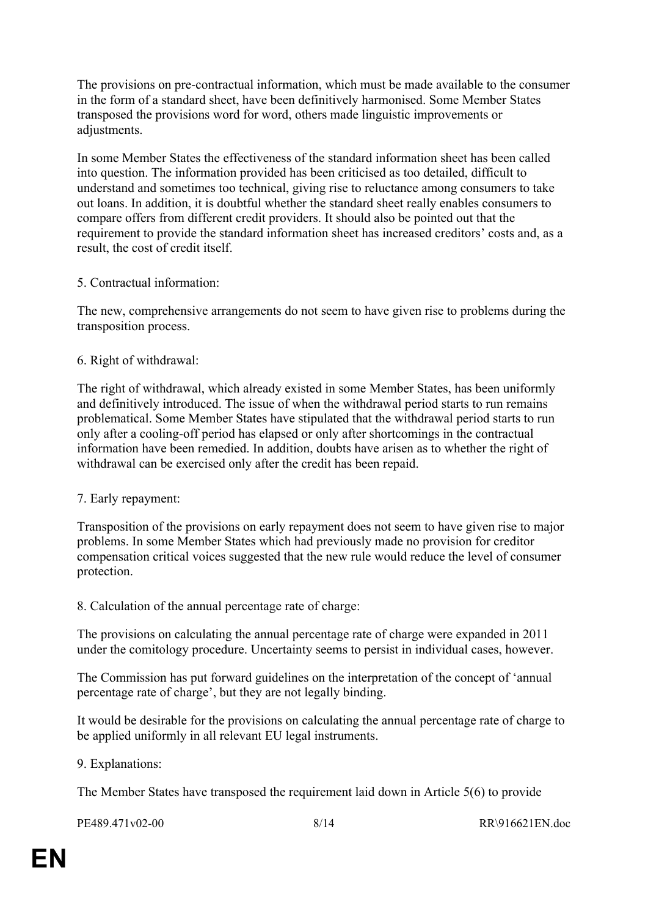The provisions on pre-contractual information, which must be made available to the consumer in the form of a standard sheet, have been definitively harmonised. Some Member States transposed the provisions word for word, others made linguistic improvements or adjustments.

In some Member States the effectiveness of the standard information sheet has been called into question. The information provided has been criticised as too detailed, difficult to understand and sometimes too technical, giving rise to reluctance among consumers to take out loans. In addition, it is doubtful whether the standard sheet really enables consumers to compare offers from different credit providers. It should also be pointed out that the requirement to provide the standard information sheet has increased creditors' costs and, as a result, the cost of credit itself.

5. Contractual information:

The new, comprehensive arrangements do not seem to have given rise to problems during the transposition process.

6. Right of withdrawal:

The right of withdrawal, which already existed in some Member States, has been uniformly and definitively introduced. The issue of when the withdrawal period starts to run remains problematical. Some Member States have stipulated that the withdrawal period starts to run only after a cooling-off period has elapsed or only after shortcomings in the contractual information have been remedied. In addition, doubts have arisen as to whether the right of withdrawal can be exercised only after the credit has been repaid.

7. Early repayment:

Transposition of the provisions on early repayment does not seem to have given rise to major problems. In some Member States which had previously made no provision for creditor compensation critical voices suggested that the new rule would reduce the level of consumer protection.

8. Calculation of the annual percentage rate of charge:

The provisions on calculating the annual percentage rate of charge were expanded in 2011 under the comitology procedure. Uncertainty seems to persist in individual cases, however.

The Commission has put forward guidelines on the interpretation of the concept of 'annual percentage rate of charge', but they are not legally binding.

It would be desirable for the provisions on calculating the annual percentage rate of charge to be applied uniformly in all relevant EU legal instruments.

9. Explanations:

The Member States have transposed the requirement laid down in Article 5(6) to provide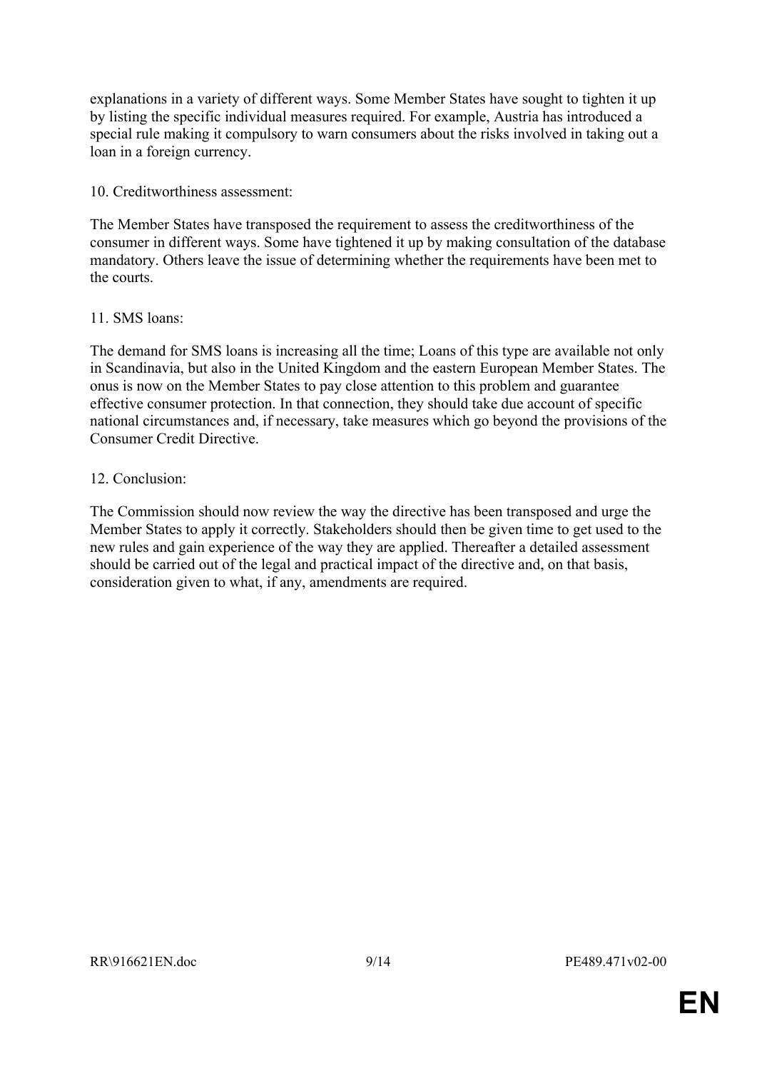explanations in a variety of different ways. Some Member States have sought to tighten it up by listing the specific individual measures required. For example, Austria has introduced a special rule making it compulsory to warn consumers about the risks involved in taking out a loan in a foreign currency.

10. Creditworthiness assessment:

The Member States have transposed the requirement to assess the creditworthiness of the consumer in different ways. Some have tightened it up by making consultation of the database mandatory. Others leave the issue of determining whether the requirements have been met to the courts.

11. SMS loans:

The demand for SMS loans is increasing all the time; Loans of this type are available not only in Scandinavia, but also in the United Kingdom and the eastern European Member States. The onus is now on the Member States to pay close attention to this problem and guarantee effective consumer protection. In that connection, they should take due account of specific national circumstances and, if necessary, take measures which go beyond the provisions of the Consumer Credit Directive.

12. Conclusion:

The Commission should now review the way the directive has been transposed and urge the Member States to apply it correctly. Stakeholders should then be given time to get used to the new rules and gain experience of the way they are applied. Thereafter a detailed assessment should be carried out of the legal and practical impact of the directive and, on that basis, consideration given to what, if any, amendments are required.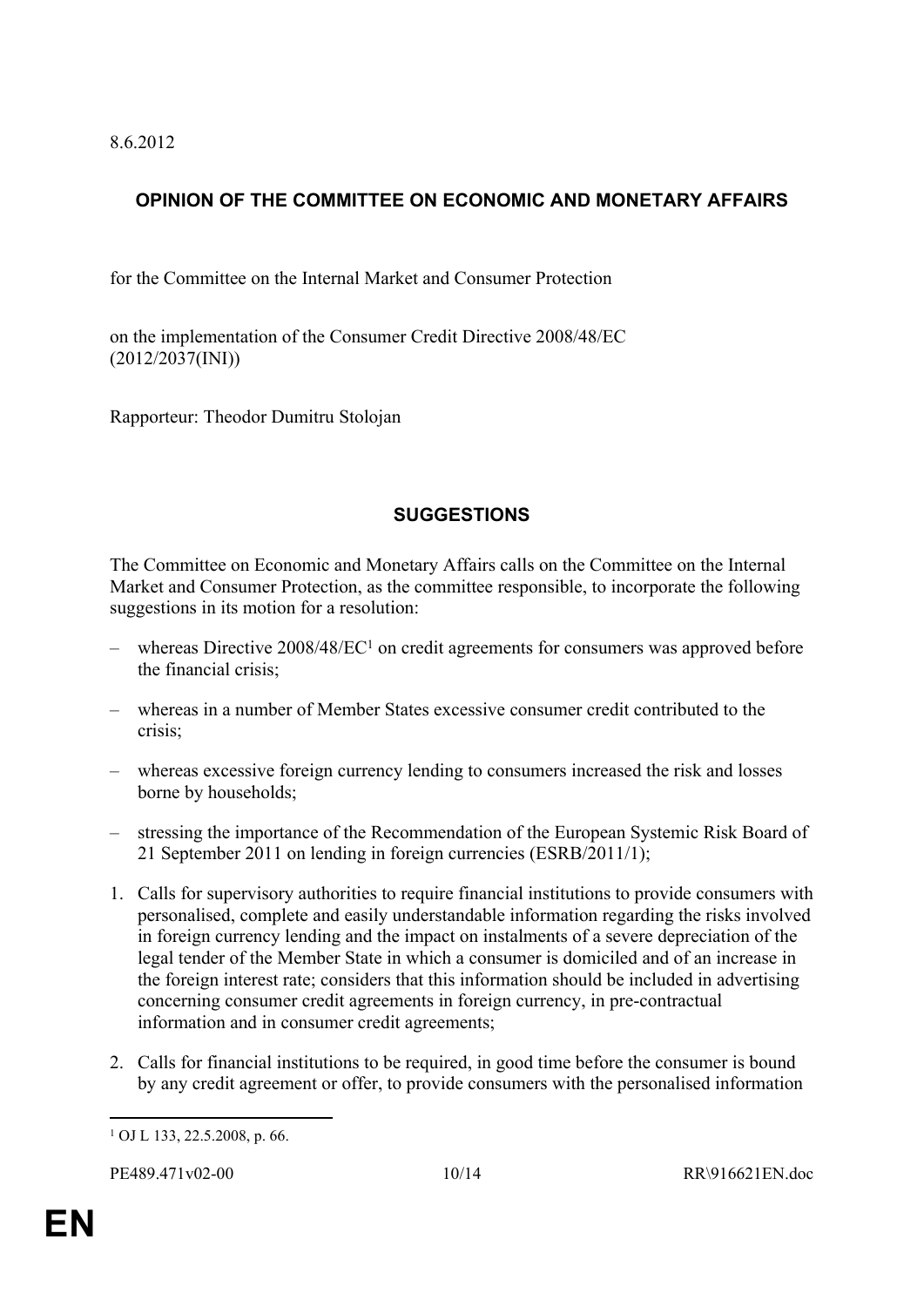8.6.2012

## OPINION OF THE COMMITTEE ON ECONOMIC AND MONETARY AFFAIRS

for the Committee on the Internal Market and Consumer Protection

on the implementation of the Consumer Credit Directive 2008/48/EC
(2012/2037(INI))

Rapporteur: Theodor Dumitru Stolojan

## SUGGESTIONS

The Committee on Economic and Monetary Affairs calls on the Committee on the Internal Market and Consumer Protection, as the committee responsible, to incorporate the following suggestions in its motion for a resolution:

– whereas Directive 2008/48/EC[1] on credit agreements for consumers was approved before the financial crisis;

– whereas in a number of Member States excessive consumer credit contributed to the crisis;

– whereas excessive foreign currency lending to consumers increased the risk and losses borne by households;

– stressing the importance of the Recommendation of the European Systemic Risk Board of 21 September 2011 on lending in foreign currencies (ESRB/2011/1);

1. Calls for supervisory authorities to require financial institutions to provide consumers with personalised, complete and easily understandable information regarding the risks involved in foreign currency lending and the impact on instalments of a severe depreciation of the legal tender of the Member State in which a consumer is domiciled and of an increase in the foreign interest rate; considers that this information should be included in advertising concerning consumer credit agreements in foreign currency, in pre-contractual information and in consumer credit agreements;

2. Calls for financial institutions to be required, in good time before the consumer is bound by any credit agreement or offer, to provide consumers with the personalised information

[1] OJ L 133, 22.5.2008, p. 66.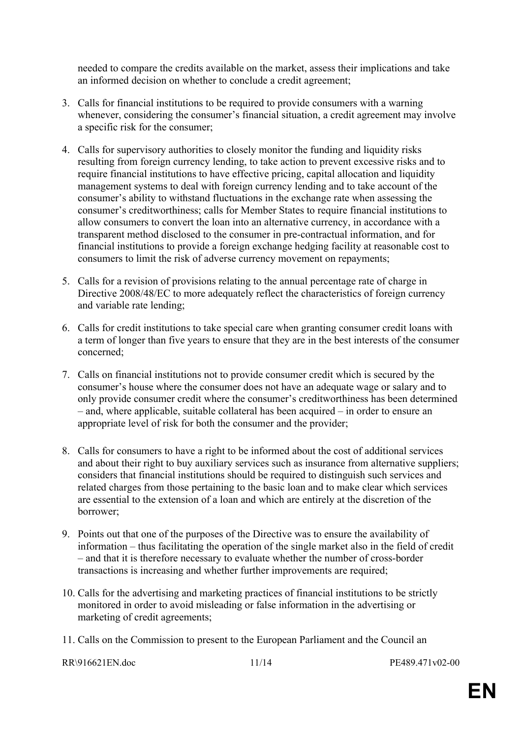needed to compare the credits available on the market, assess their implications and take an informed decision on whether to conclude a credit agreement;

3. Calls for financial institutions to be required to provide consumers with a warning whenever, considering the consumer's financial situation, a credit agreement may involve a specific risk for the consumer;

4. Calls for supervisory authorities to closely monitor the funding and liquidity risks resulting from foreign currency lending, to take action to prevent excessive risks and to require financial institutions to have effective pricing, capital allocation and liquidity management systems to deal with foreign currency lending and to take account of the consumer's ability to withstand fluctuations in the exchange rate when assessing the consumer's creditworthiness; calls for Member States to require financial institutions to allow consumers to convert the loan into an alternative currency, in accordance with a transparent method disclosed to the consumer in pre-contractual information, and for financial institutions to provide a foreign exchange hedging facility at reasonable cost to consumers to limit the risk of adverse currency movement on repayments;

5. Calls for a revision of provisions relating to the annual percentage rate of charge in Directive 2008/48/EC to more adequately reflect the characteristics of foreign currency and variable rate lending;

6. Calls for credit institutions to take special care when granting consumer credit loans with a term of longer than five years to ensure that they are in the best interests of the consumer concerned;

7. Calls on financial institutions not to provide consumer credit which is secured by the consumer's house where the consumer does not have an adequate wage or salary and to only provide consumer credit where the consumer's creditworthiness has been determined – and, where applicable, suitable collateral has been acquired – in order to ensure an appropriate level of risk for both the consumer and the provider;

8. Calls for consumers to have a right to be informed about the cost of additional services and about their right to buy auxiliary services such as insurance from alternative suppliers; considers that financial institutions should be required to distinguish such services and related charges from those pertaining to the basic loan and to make clear which services are essential to the extension of a loan and which are entirely at the discretion of the borrower;

9. Points out that one of the purposes of the Directive was to ensure the availability of information – thus facilitating the operation of the single market also in the field of credit – and that it is therefore necessary to evaluate whether the number of cross-border transactions is increasing and whether further improvements are required;

10. Calls for the advertising and marketing practices of financial institutions to be strictly monitored in order to avoid misleading or false information in the advertising or marketing of credit agreements;

11. Calls on the Commission to present to the European Parliament and the Council an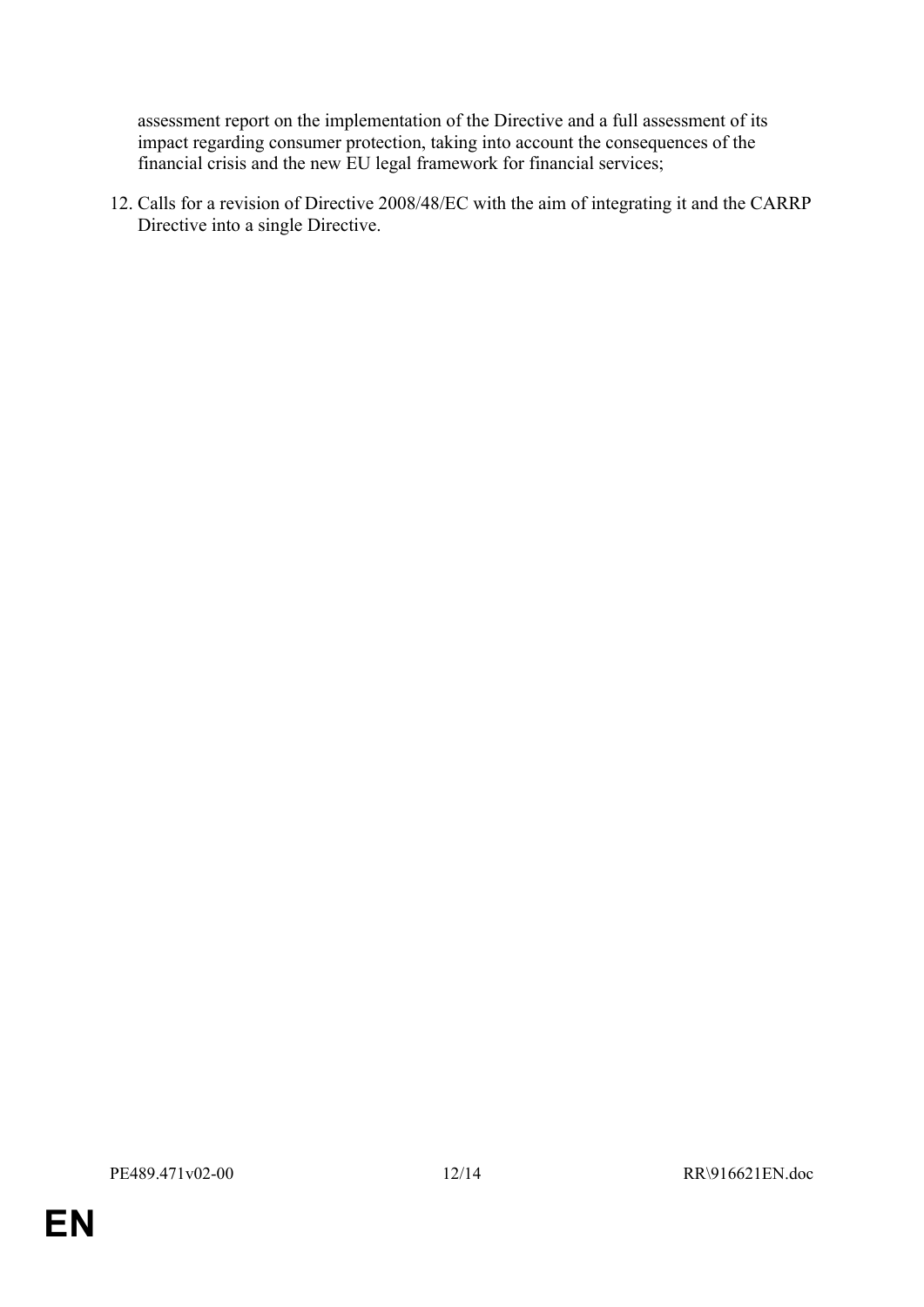assessment report on the implementation of the Directive and a full assessment of its impact regarding consumer protection, taking into account the consequences of the financial crisis and the new EU legal framework for financial services;

12. Calls for a revision of Directive 2008/48/EC with the aim of integrating it and the CARRP Directive into a single Directive.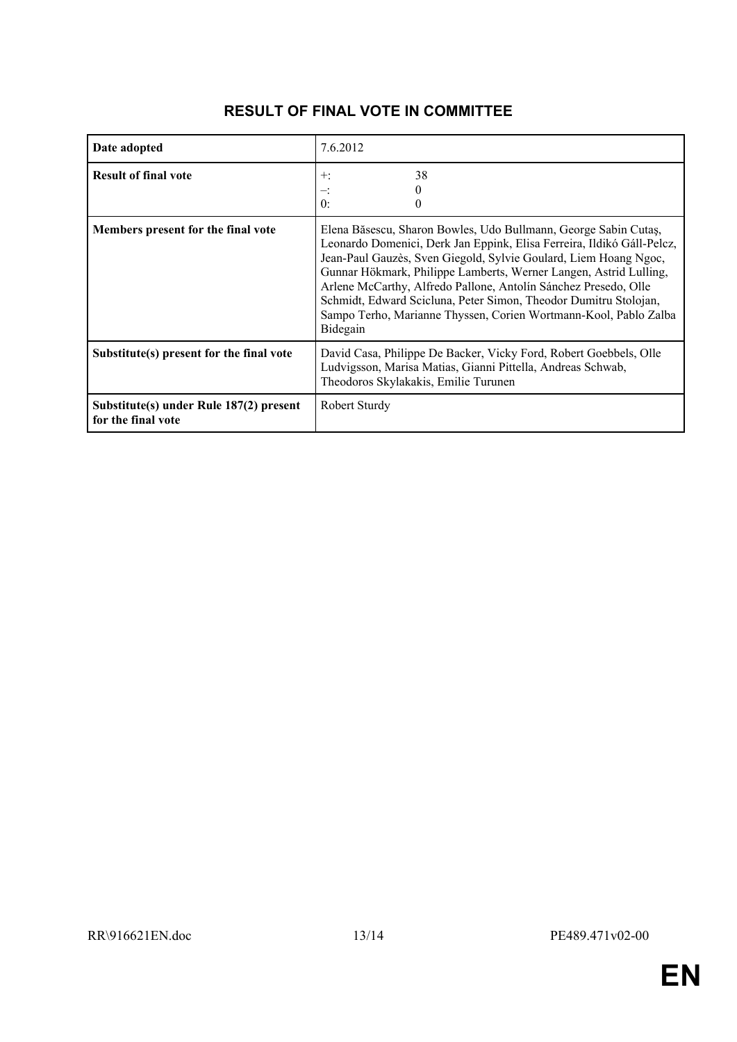# RESULT OF FINAL VOTE IN COMMITTEE

| | |
|---|---|
| **Date adopted** | 7.6.2012 |
| **Result of final vote** | +: 38<br>–: 0<br>0: 0 |
| **Members present for the final vote** | Elena Băsescu, Sharon Bowles, Udo Bullmann, George Sabin Cutaş, Leonardo Domenici, Derk Jan Eppink, Elisa Ferreira, Ildikó Gáll-Pelcz, Jean-Paul Gauzès, Sven Giegold, Sylvie Goulard, Liem Hoang Ngoc, Gunnar Hökmark, Philippe Lamberts, Werner Langen, Astrid Lulling, Arlene McCarthy, Alfredo Pallone, Antolín Sánchez Presedo, Olle Schmidt, Edward Scicluna, Peter Simon, Theodor Dumitru Stolojan, Sampo Terho, Marianne Thyssen, Corien Wortmann-Kool, Pablo Zalba Bidegain |
| **Substitute(s) present for the final vote** | David Casa, Philippe De Backer, Vicky Ford, Robert Goebbels, Olle Ludvigsson, Marisa Matias, Gianni Pittella, Andreas Schwab, Theodoros Skylakakis, Emilie Turunen |
| **Substitute(s) under Rule 187(2) present for the final vote** | Robert Sturdy |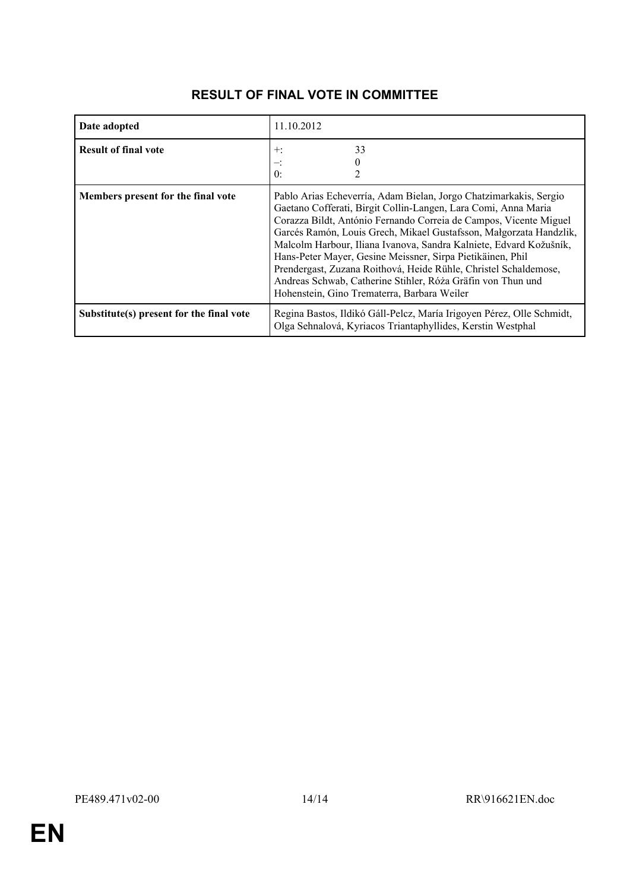## RESULT OF FINAL VOTE IN COMMITTEE

| | |
|---|---|
| **Date adopted** | 11.10.2012 |
| **Result of final vote** | +: 33<br>–: 0<br>0: 2 |
| **Members present for the final vote** | Pablo Arias Echeverría, Adam Bielan, Jorgo Chatzimarkakis, Sergio Gaetano Cofferati, Birgit Collin-Langen, Lara Comi, Anna Maria Corazza Bildt, António Fernando Correia de Campos, Vicente Miguel Garcés Ramón, Louis Grech, Mikael Gustafsson, Małgorzata Handzlik, Malcolm Harbour, Iliana Ivanova, Sandra Kalniete, Edvard Kožušník, Hans-Peter Mayer, Gesine Meissner, Sirpa Pietikäinen, Phil Prendergast, Zuzana Roithová, Heide Rühle, Christel Schaldemose, Andreas Schwab, Catherine Stihler, Róża Gräfin von Thun und Hohenstein, Gino Trematerra, Barbara Weiler |
| **Substitute(s) present for the final vote** | Regina Bastos, Ildikó Gáll-Pelcz, María Irigoyen Pérez, Olle Schmidt, Olga Sehnalová, Kyriacos Triantaphyllides, Kerstin Westphal |